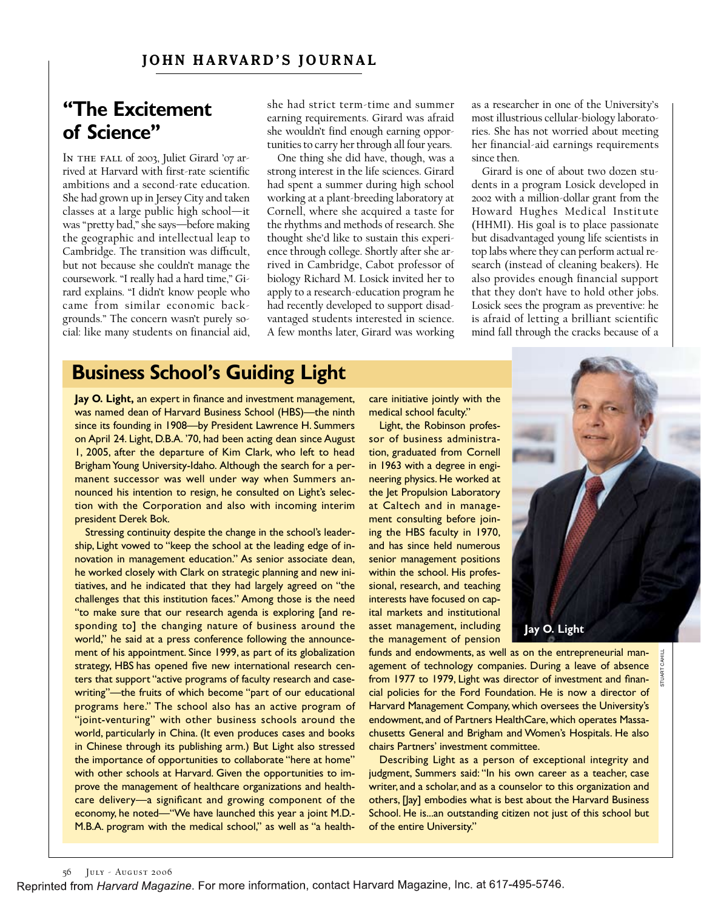# "The Excitement of Science"

In the fall of 2003, Juliet Girard '07 arrived at Harvard with first-rate scientific ambitions and a second-rate education. She had grown up in Jersey City and taken classes at a large public high school—it was "pretty bad," she says—before making the geographic and intellectual leap to Cambridge. The transition was difficult, but not because she couldn't manage the coursework. "I really had a hard time," Girard explains. "I didn't know people who came from similar economic backgrounds." The concern wasn't purely social: like many students on financial aid, she had strict term-time and summer earning requirements. Girard was afraid she wouldn't find enough earning opportunities to carry her through all four years.

One thing she did have, though, was a strong interest in the life sciences. Girard had spent a summer during high school working at a plant-breeding laboratory at Cornell, where she acquired a taste for the rhythms and methods of research. She thought she'd like to sustain this experience through college. Shortly after she arrived in Cambridge, Cabot professor of biology Richard M. Losick invited her to apply to a research-education program he had recently developed to support disadvantaged students interested in science. A few months later, Girard was working as a researcher in one of the University's most illustrious cellular-biology laboratories. She has not worried about meeting her financial-aid earnings requirements since then.

Girard is one of about two dozen students in a program Losick developed in 2002 with a million-dollar grant from the Howard Hughes Medical Institute (HHMI). His goal is to place passionate but disadvantaged young life scientists in top labs where they can perform actual research (instead of cleaning beakers). He also provides enough financial support that they don't have to hold other jobs. Losick sees the program as preventive: he is afraid of letting a brilliant scientific mind fall through the cracks because of a

## Business School's Guiding Light

**Jay O. Light,** an expert in finance and investment management, was named dean of Harvard Business School (HBS)—the ninth since its founding in 1908—by President Lawrence H. Summers on April 24. Light, D.B.A. '70, had been acting dean since August 1, 2005, after the departure of Kim Clark, who left to head Brigham Young University-Idaho. Although the search for a permanent successor was well under way when Summers announced his intention to resign, he consulted on Light's selection with the Corporation and also with incoming interim president Derek Bok.

Stressing continuity despite the change in the school's leadership, Light vowed to "keep the school at the leading edge of innovation in management education." As senior associate dean, he worked closely with Clark on strategic planning and new initiatives, and he indicated that they had largely agreed on "the challenges that this institution faces." Among those is the need "to make sure that our research agenda is exploring [and responding to] the changing nature of business around the world," he said at a press conference following the announcement of his appointment. Since 1999, as part of its globalization strategy, HBS has opened five new international research centers that support "active programs of faculty research and case-writing"—the fruits of which become "part of our educational programs here." The school also has an active program of "joint-venturing" with other business schools around the world, particularly in China. (It even produces cases and books in Chinese through its publishing arm.) But Light also stressed the importance of opportunities to collaborate "here at home" with other schools at Harvard. Given the opportunities to improve the management of healthcare organizations and healthcare delivery—a significant and growing component of the economy, he noted—"We have launched this year a joint M.D.-M.B.A. program with the medical school," as well as "a healthcare initiative jointly with the medical school faculty."

Light, the Robinson professor of business administration, graduated from Cornell in 1963 with a degree in engineering physics. He worked at the Jet Propulsion Laboratory at Caltech and in management consulting before joining the HBS faculty in 1970, and has since held numerous senior management positions within the school. His professional, research, and teaching interests have focused on capital markets and institutional asset management, including the management of pension funds and endowments, as well as on the entrepreneurial management of technology companies. During a leave of absence from 1977 to 1979, Light was director of investment and financial policies for the Ford Foundation. He is now a director of Harvard Management Company, which oversees the University's endowment, and of Partners HealthCare, which operates Massachusetts General and Brigham and Women's Hospitals. He also chairs Partners' investment committee.

Jay O. Light

Describing Light as a person of exceptional integrity and judgment, Summers said: "In his own career as a teacher, case writer, and a scholar, and as a counselor to this organization and others, [Jay] embodies what is best about the Harvard Business School. He is...an outstanding citizen not just of this school but of the entire University."

Reprinted from *Harvard Magazine*. For more information, contact Harvard Magazine, Inc. at 617-495-5746.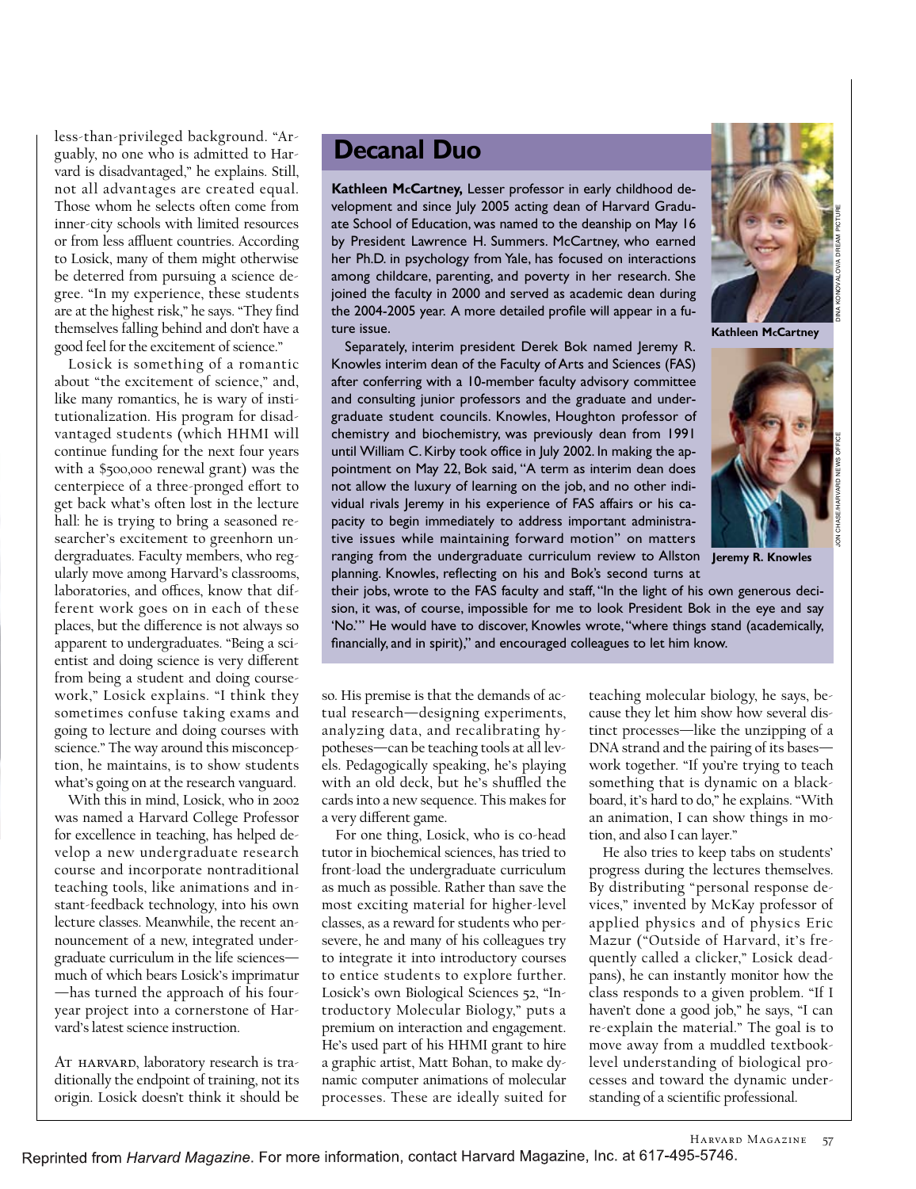less-than-privileged background. "Arguably, no one who is admitted to Harvard is disadvantaged," he explains. Still, not all advantages are created equal. Those whom he selects often come from inner-city schools with limited resources or from less affluent countries. According to Losick, many of them might otherwise be deterred from pursuing a science degree. "In my experience, these students are at the highest risk," he says. "They find themselves falling behind and don't have a good feel for the excitement of science."

Losick is something of a romantic about "the excitement of science," and, like many romantics, he is wary of institutionalization. His program for disadvantaged students (which HHMI will continue funding for the next four years with a $500,000 renewal grant) was the centerpiece of a three-pronged effort to get back what's often lost in the lecture hall: he is trying to bring a seasoned researcher's excitement to greenhorn undergraduates. Faculty members, who regularly move among Harvard's classrooms, laboratories, and offices, know that different work goes on in each of these places, but the difference is not always so apparent to undergraduates. "Being a scientist and doing science is very different from being a student and doing coursework," Losick explains. "I think they sometimes confuse taking exams and going to lecture and doing courses with science." The way around this misconception, he maintains, is to show students what's going on at the research vanguard.

With this in mind, Losick, who in 2002 was named a Harvard College Professor for excellence in teaching, has helped develop a new undergraduate research course and incorporate nontraditional teaching tools, like animations and instant-feedback technology, into his own lecture classes. Meanwhile, the recent announcement of a new, integrated undergraduate curriculum in the life sciences—much of which bears Losick's imprimatur—has turned the approach of his four-year project into a cornerstone of Harvard's latest science instruction.

## Decanal Duo

**Kathleen McCartney,** Lesser professor in early childhood development and since July 2005 acting dean of Harvard Graduate School of Education, was named to the deanship on May 16 by President Lawrence H. Summers. McCartney, who earned her Ph.D. in psychology from Yale, has focused on interactions among childcare, parenting, and poverty in her research. She joined the faculty in 2000 and served as academic dean during the 2004-2005 year. A more detailed profile will appear in a future issue.

Kathleen McCartney

Separately, interim president Derek Bok named Jeremy R. Knowles interim dean of the Faculty of Arts and Sciences (FAS) after conferring with a 10-member faculty advisory committee and consulting junior professors and the graduate and undergraduate student councils. Knowles, Houghton professor of chemistry and biochemistry, was previously dean from 1991 until William C. Kirby took office in July 2002. In making the appointment on May 22, Bok said, "A term as interim dean does not allow the luxury of learning on the job, and no other individual rivals Jeremy in his experience of FAS affairs or his capacity to begin immediately to address important administrative issues while maintaining forward motion" on matters ranging from the undergraduate curriculum review to Allston planning. Knowles, reflecting on his and Bok's second turns at their jobs, wrote to the FAS faculty and staff, "In the light of his own generous decision, it was, of course, impossible for me to look President Bok in the eye and say 'No.'" He would have to discover, Knowles wrote, "where things stand (academically, financially, and in spirit)," and encouraged colleagues to let him know.

Jeremy R. Knowles

At Harvard, laboratory research is traditionally the endpoint of training, not its origin. Losick doesn't think it should be so. His premise is that the demands of actual research—designing experiments, analyzing data, and recalibrating hypotheses—can be teaching tools at all levels. Pedagogically speaking, he's playing with an old deck, but he's shuffled the cards into a new sequence. This makes for a very different game.

For one thing, Losick, who is co-head tutor in biochemical sciences, has tried to front-load the undergraduate curriculum as much as possible. Rather than save the most exciting material for higher-level classes, as a reward for students who persevere, he and many of his colleagues try to integrate it into introductory courses to entice students to explore further. Losick's own Biological Sciences 52, "Introductory Molecular Biology," puts a premium on interaction and engagement. He's used part of his HHMI grant to hire a graphic artist, Matt Bohan, to make dynamic computer animations of molecular processes. These are ideally suited for teaching molecular biology, he says, because they let him show how several distinct processes—like the unzipping of a DNA strand and the pairing of its bases—work together. "If you're trying to teach something that is dynamic on a blackboard, it's hard to do," he explains. "With an animation, I can show things in motion, and also I can layer."

He also tries to keep tabs on students' progress during the lectures themselves. By distributing "personal response devices," invented by McKay professor of applied physics and of physics Eric Mazur ("Outside of Harvard, it's frequently called a clicker," Losick deadpans), he can instantly monitor how the class responds to a given problem. "If I haven't done a good job," he says, "I can re-explain the material." The goal is to move away from a muddled textbook-level understanding of biological processes and toward the dynamic understanding of a scientific professional.

Reprinted from *Harvard Magazine*. For more information, contact Harvard Magazine, Inc. at 617-495-5746.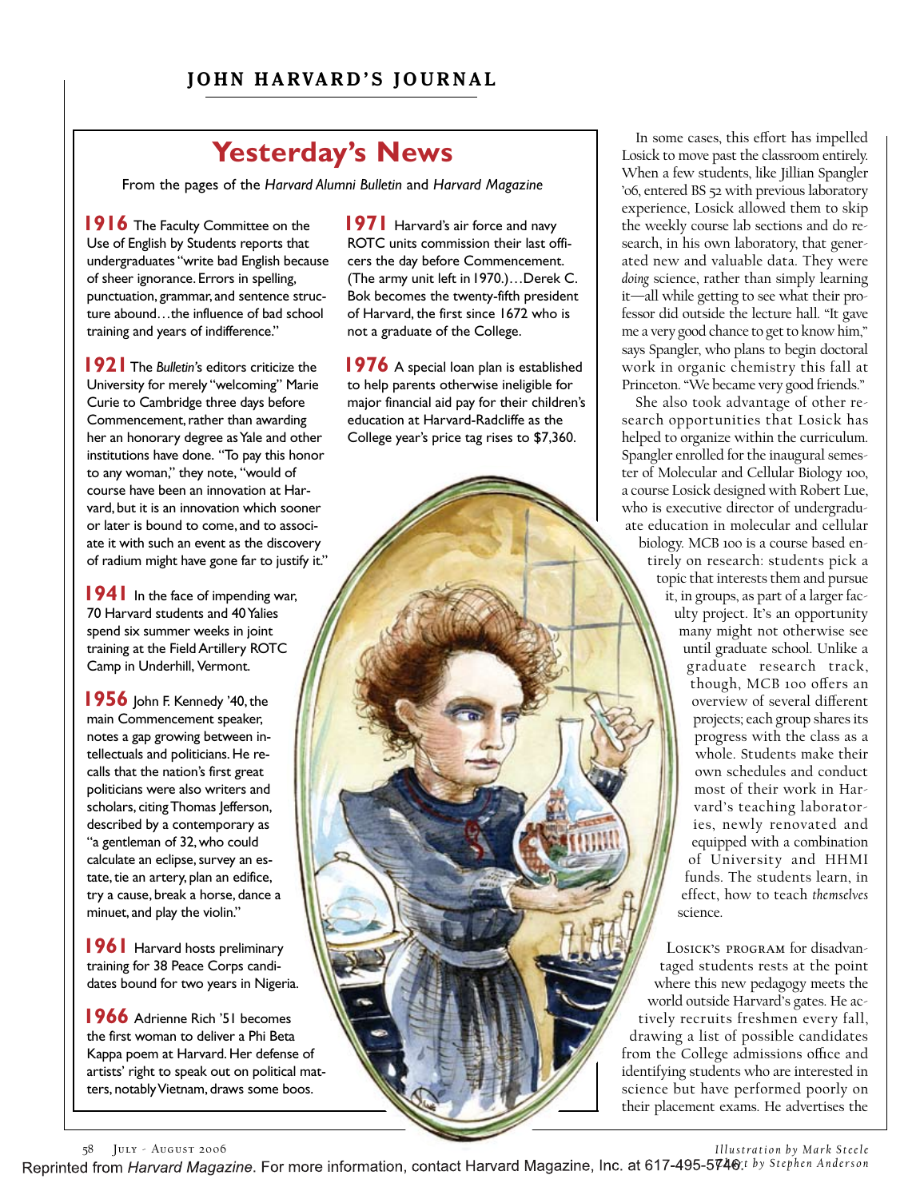## Yesterday's News

From the pages of the *Harvard Alumni Bulletin* and *Harvard Magazine*

**1916** The Faculty Committee on the Use of English by Students reports that undergraduates "write bad English because of sheer ignorance. Errors in spelling, punctuation, grammar, and sentence structure abound…the influence of bad school training and years of indifference."

**1921** The *Bulletin's* editors criticize the University for merely "welcoming" Marie Curie to Cambridge three days before Commencement, rather than awarding her an honorary degree as Yale and other institutions have done. "To pay this honor to any woman," they note, "would of course have been an innovation at Harvard, but it is an innovation which sooner or later is bound to come, and to associate it with such an event as the discovery of radium might have gone far to justify it."

**1941** In the face of impending war, 70 Harvard students and 40 Yalies spend six summer weeks in joint training at the Field Artillery ROTC Camp in Underhill, Vermont.

**1956** John F. Kennedy '40, the main Commencement speaker, notes a gap growing between intellectuals and politicians. He recalls that the nation's first great politicians were also writers and scholars, citing Thomas Jefferson, described by a contemporary as "a gentleman of 32, who could calculate an eclipse, survey an estate, tie an artery, plan an edifice, try a cause, break a horse, dance a minuet, and play the violin."

**1961** Harvard hosts preliminary training for 38 Peace Corps candidates bound for two years in Nigeria.

**1966** Adrienne Rich '51 becomes the first woman to deliver a Phi Beta Kappa poem at Harvard. Her defense of artists' right to speak out on political matters, notably Vietnam, draws some boos.

**1971** Harvard's air force and navy ROTC units commission their last officers the day before Commencement. (The army unit left in 1970.)…Derek C. Bok becomes the twenty-fifth president of Harvard, the first since 1672 who is not a graduate of the College.

**1976** A special loan plan is established to help parents otherwise ineligible for major financial aid pay for their children's education at Harvard-Radcliffe as the College year's price tag rises to $7,360.

Illustration by Mark Steele

In some cases, this effort has impelled Losick to move past the classroom entirely. When a few students, like Jillian Spangler '06, entered BS 52 with previous laboratory experience, Losick allowed them to skip the weekly course lab sections and do research, in his own laboratory, that generated new and valuable data. They were *doing* science, rather than simply learning it—all while getting to see what their professor did outside the lecture hall. "It gave me a very good chance to get to know him," says Spangler, who plans to begin doctoral work in organic chemistry this fall at Princeton. "We became very good friends."

She also took advantage of other research opportunities that Losick has helped to organize within the curriculum. Spangler enrolled for the inaugural semester of Molecular and Cellular Biology 100, a course Losick designed with Robert Lue, who is executive director of undergraduate education in molecular and cellular biology. MCB 100 is a course based entirely on research: students pick a topic that interests them and pursue it, in groups, as part of a larger faculty project. It's an opportunity many might not otherwise see until graduate school. Unlike a graduate research track, though, MCB 100 offers an overview of several different projects; each group shares its progress with the class as a whole. Students make their own schedules and conduct most of their work in Harvard's teaching laboratories, newly renovated and equipped with a combination of University and HHMI funds. The students learn, in effect, how to teach *themselves* science.

Losick's program for disadvantaged students rests at the point where this new pedagogy meets the world outside Harvard's gates. He actively recruits freshmen every fall, drawing a list of possible candidates from the College admissions office and identifying students who are interested in science but have performed poorly on their placement exams. He advertises the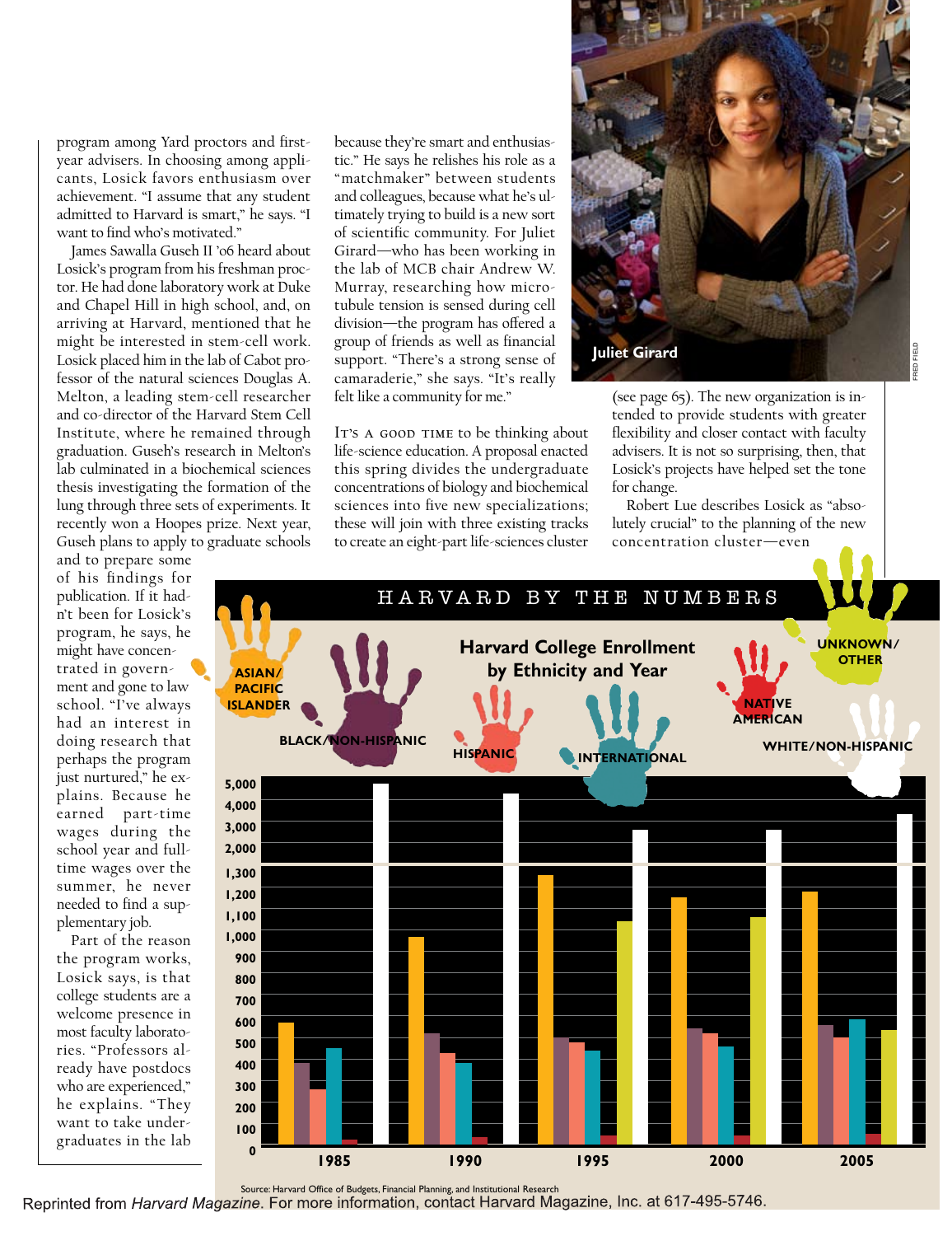program among Yard proctors and first-year advisers. In choosing among applicants, Losick favors enthusiasm over achievement. "I assume that any student admitted to Harvard is smart," he says. "I want to find who's motivated."

James Sawalla Guseh II '06 heard about Losick's program from his freshman proctor. He had done laboratory work at Duke and Chapel Hill in high school, and, on arriving at Harvard, mentioned that he might be interested in stem-cell work. Losick placed him in the lab of Cabot professor of the natural sciences Douglas A. Melton, a leading stem-cell researcher and co-director of the Harvard Stem Cell Institute, where he remained through graduation. Guseh's research in Melton's lab culminated in a biochemical sciences thesis investigating the formation of the lung through three sets of experiments. It recently won a Hoopes prize. Next year, Guseh plans to apply to graduate schools and to prepare some of his findings for publication. If it hadn't been for Losick's program, he says, he might have concentrated in government and gone to law school. "I've always had an interest in doing research that perhaps the program just nurtured," he explains. Because he earned part-time wages during the school year and full-time wages over the summer, he never needed to find a supplementary job.

Part of the reason the program works, Losick says, is that college students are a welcome presence in most faculty laboratories. "Professors already have postdocs who are experienced," he explains. "They want to take undergraduates in the lab because they're smart and enthusiastic." He says he relishes his role as a "matchmaker" between students and colleagues, because what he's ultimately trying to build is a new sort of scientific community. For Juliet Girard—who has been working in the lab of MCB chair Andrew W. Murray, researching how microtubule tension is sensed during cell division—the program has offered a group of friends as well as financial support. "There's a strong sense of camaraderie," she says. "It's really felt like a community for me."

Juliet Girard

It's a good time to be thinking about life-science education. A proposal enacted this spring divides the undergraduate concentrations of biology and biochemical sciences into five new specializations; these will join with three existing tracks to create an eight-part life-sciences cluster (see page 65). The new organization is intended to provide students with greater flexibility and closer contact with faculty advisers. It is not so surprising, then, that Losick's projects have helped set the tone for change.

Robert Lue describes Losick as "absolutely crucial" to the planning of the new concentration cluster—even

## HARVARD BY THE NUMBERS

### Harvard College Enrollment by Ethnicity and Year

Legend: Asian/Pacific Islander; Black/Non-Hispanic; Hispanic; International; Native American; Unknown/Other; White/Non-Hispanic

| Year | Asian/Pacific Islander | Black/Non-Hispanic | Hispanic | International | Native American | Unknown/Other | White/Non-Hispanic |
|---|---|---|---|---|---|---|---|
| 1985 | ~570 | ~380 | ~260 | ~450 | ~20 | | ~4,700 |
| 1990 | ~970 | ~520 | ~430 | ~380 | ~30 | | ~4,250 |
| 1995 | ~1,250 | ~500 | ~480 | ~440 | ~40 | ~1,040 | ~2,700 |
| 2000 | ~1,150 | ~540 | ~520 | ~460 | ~40 | ~1,060 | ~2,700 |
| 2005 | ~1,180 | ~560 | ~500 | ~580 | ~50 | ~530 | ~3,800 |

Source: Harvard Office of Budgets, Financial Planning, and Institutional Research

Reprinted from *Harvard Magazine*. For more information, contact Harvard Magazine, Inc. at 617-495-5746.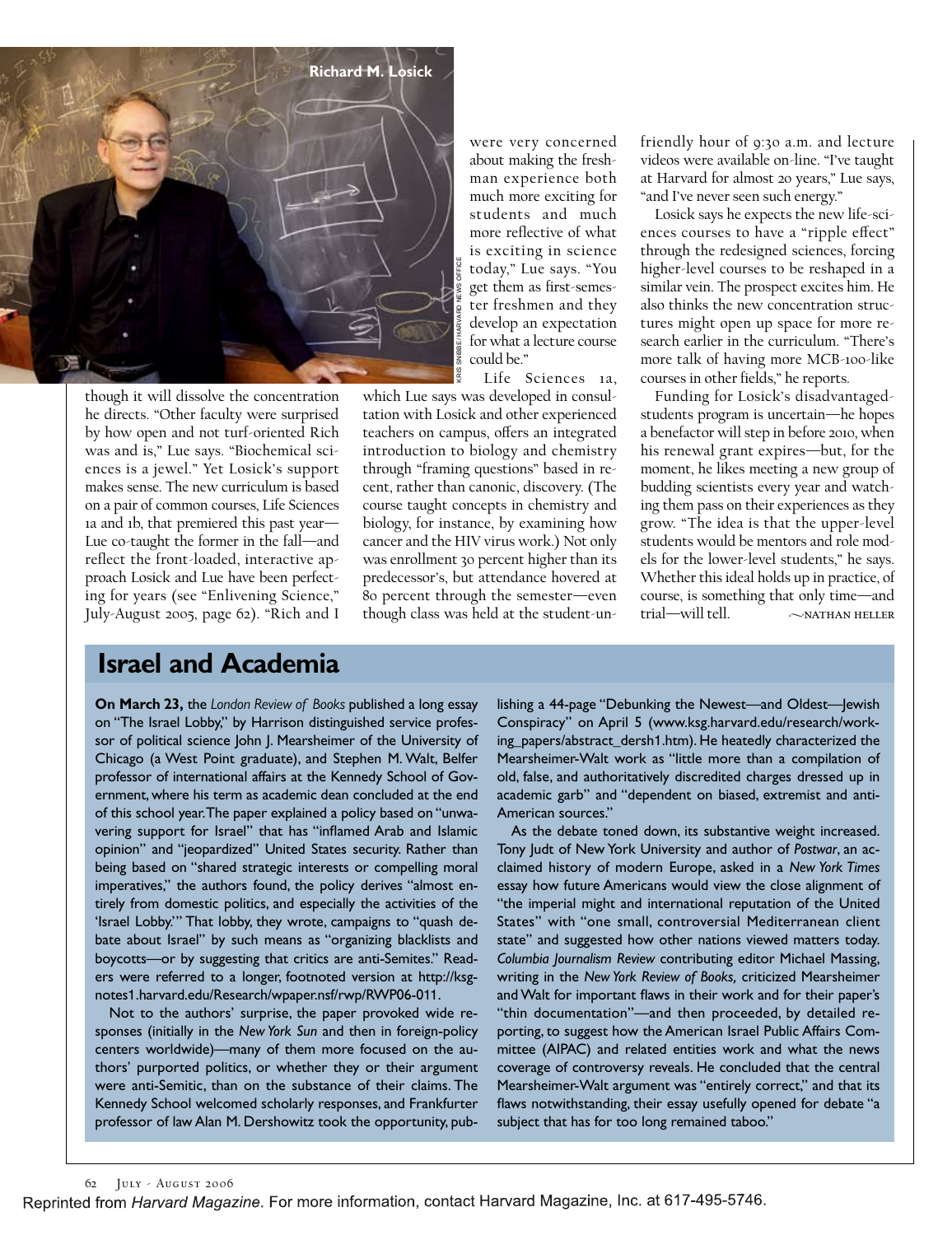Richard M. Losick

KRIS SNIBBE/HARVARD NEWS OFFICE

though it will dissolve the concentration he directs. "Other faculty were surprised by how open and not turf-oriented Rich was and is," Lue says. "Biochemical sciences is a jewel." Yet Losick's support makes sense. The new curriculum is based on a pair of common courses, Life Sciences 1a and 1b, that premiered this past year—Lue co-taught the former in the fall—and reflect the front-loaded, interactive approach Losick and Lue have been perfecting for years (see "Enlivening Science," July-August 2005, page 62). "Rich and I were very concerned about making the freshman experience both much more exciting for students and much more reflective of what is exciting in science today," Lue says. "You get them as first-semester freshmen and they develop an expectation for what a lecture course could be."

Life Sciences 1a, which Lue says was developed in consultation with Losick and other experienced teachers on campus, offers an integrated introduction to biology and chemistry through "framing questions" based in recent, rather than canonic, discovery. (The course taught concepts in chemistry and biology, for instance, by examining how cancer and the HIV virus work.) Not only was enrollment 30 percent higher than its predecessor's, but attendance hovered at 80 percent through the semester—even though class was held at the student-unfriendly hour of 9:30 a.m. and lecture videos were available on-line. "I've taught at Harvard for almost 20 years," Lue says, "and I've never seen such energy."

Losick says he expects the new life-sciences courses to have a "ripple effect" through the redesigned sciences, forcing higher-level courses to be reshaped in a similar vein. The prospect excites him. He also thinks the new concentration structures might open up space for more research earlier in the curriculum. "There's more talk of having more MCB-100-like courses in other fields," he reports.

Funding for Losick's disadvantaged-students program is uncertain—he hopes a benefactor will step in before 2010, when his renewal grant expires—but, for the moment, he likes meeting a new group of budding scientists every year and watching them pass on their experiences as they grow. "The idea is that the upper-level students would be mentors and role models for the lower-level students," he says. Whether this ideal holds up in practice, of course, is something that only time—and trial—will tell.

~NATHAN HELLER

## Israel and Academia

**On March 23,** the *London Review of Books* published a long essay on "The Israel Lobby," by Harrison distinguished service professor of political science John J. Mearsheimer of the University of Chicago (a West Point graduate), and Stephen M. Walt, Belfer professor of international affairs at the Kennedy School of Government, where his term as academic dean concluded at the end of this school year. The paper explained a policy based on "unwavering support for Israel" that has "inflamed Arab and Islamic opinion" and "jeopardized" United States security. Rather than being based on "shared strategic interests or compelling moral imperatives," the authors found, the policy derives "almost entirely from domestic politics, and especially the activities of the 'Israel Lobby.'" That lobby, they wrote, campaigns to "quash debate about Israel" by such means as "organizing blacklists and boycotts—or by suggesting that critics are anti-Semites." Readers were referred to a longer, footnoted version at http://ksgnotes1.harvard.edu/Research/wpaper.nsf/rwp/RWP06-011.

Not to the authors' surprise, the paper provoked wide responses (initially in the *New York Sun* and then in foreign-policy centers worldwide)—many of them more focused on the authors' purported politics, or whether they or their argument were anti-Semitic, than on the substance of their claims. The Kennedy School welcomed scholarly responses, and Frankfurter professor of law Alan M. Dershowitz took the opportunity, publishing a 44-page "Debunking the Newest—and Oldest—Jewish Conspiracy" on April 5 (www.ksg.harvard.edu/research/working_papers/abstract_dersh1.htm). He heatedly characterized the Mearsheimer-Walt work as "little more than a compilation of old, false, and authoritatively discredited charges dressed up in academic garb" and "dependent on biased, extremist and anti-American sources."

As the debate toned down, its substantive weight increased. Tony Judt of New York University and author of *Postwar*, an acclaimed history of modern Europe, asked in a *New York Times* essay how future Americans would view the close alignment of "the imperial might and international reputation of the United States" with "one small, controversial Mediterranean client state" and suggested how other nations viewed matters today. *Columbia Journalism Review* contributing editor Michael Massing, writing in the *New York Review of Books,* criticized Mearsheimer and Walt for important flaws in their work and for their paper's "thin documentation"—and then proceeded, by detailed reporting, to suggest how the American Israel Public Affairs Committee (AIPAC) and related entities work and what the news coverage of controversy reveals. He concluded that the central Mearsheimer-Walt argument was "entirely correct," and that its flaws notwithstanding, their essay usefully opened for debate "a subject that has for too long remained taboo."

Reprinted from *Harvard Magazine*. For more information, contact Harvard Magazine, Inc. at 617-495-5746.